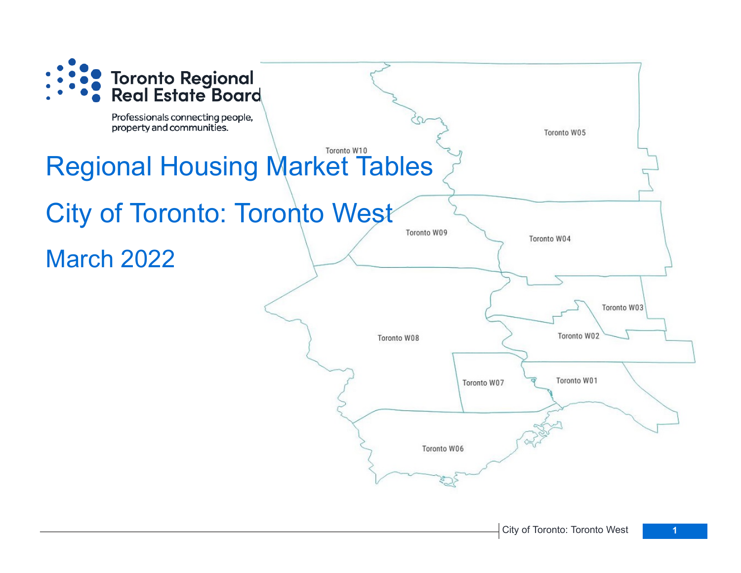Toronto Regional Real Estate Board

Professionals connecting people, property and communities.

# Regional Housing Market Tables

## City of Toronto: Toronto West

## March 2022

Toronto W10

Toronto W05

Toronto W09

Toronto W04

Toronto W03

Toronto W08

Toronto W02

Toronto W07

Toronto W01

Toronto W06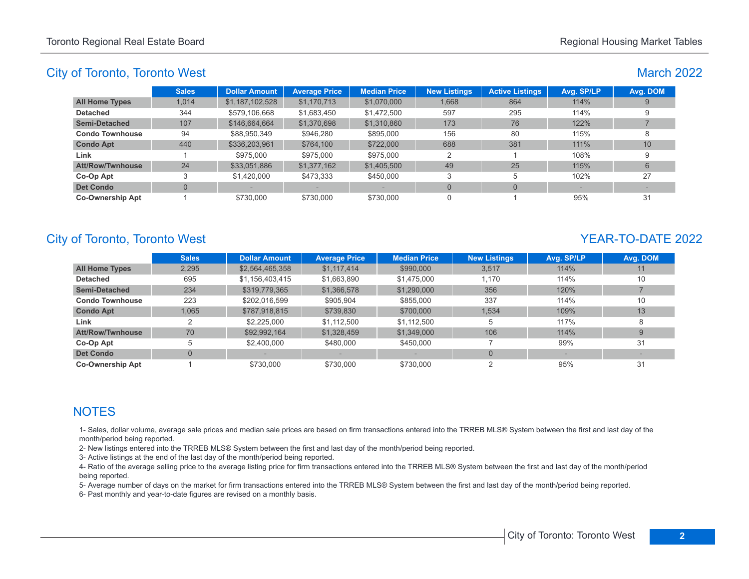## City of Toronto, Toronto West

### March 2022

| | Sales | Dollar Amount | Average Price | Median Price | New Listings | Active Listings | Avg. SP/LP | Avg. DOM |
|---|---|---|---|---|---|---|---|---|
| **All Home Types** | 1,014 | $1,187,102,528 | $1,170,713 | $1,070,000 | 1,668 | 864 | 114% | 9 |
| **Detached** | 344 | $579,106,668 | $1,683,450 | $1,472,500 | 597 | 295 | 114% | 9 |
| **Semi-Detached** | 107 | $146,664,664 | $1,370,698 | $1,310,860 | 173 | 76 | 122% | 7 |
| **Condo Townhouse** | 94 | $88,950,349 | $946,280 | $895,000 | 156 | 80 | 115% | 8 |
| **Condo Apt** | 440 | $336,203,961 | $764,100 | $722,000 | 688 | 381 | 111% | 10 |
| **Link** | 1 | $975,000 | $975,000 | $975,000 | 2 | 1 | 108% | 9 |
| **Att/Row/Twnhouse** | 24 | $33,051,886 | $1,377,162 | $1,405,500 | 49 | 25 | 115% | 6 |
| **Co-Op Apt** | 3 | $1,420,000 | $473,333 | $450,000 | 3 | 5 | 102% | 27 |
| **Det Condo** | 0 | - | - | - | 0 | 0 | - | - |
| **Co-Ownership Apt** | 1 | $730,000 | $730,000 | $730,000 | 0 | 1 | 95% | 31 |

## City of Toronto, Toronto West

### YEAR-TO-DATE 2022

| | Sales | Dollar Amount | Average Price | Median Price | New Listings | Avg. SP/LP | Avg. DOM |
|---|---|---|---|---|---|---|---|
| **All Home Types** | 2,295 | $2,564,465,358 | $1,117,414 | $990,000 | 3,517 | 114% | 11 |
| **Detached** | 695 | $1,156,403,415 | $1,663,890 | $1,475,000 | 1,170 | 114% | 10 |
| **Semi-Detached** | 234 | $319,779,365 | $1,366,578 | $1,290,000 | 356 | 120% | 7 |
| **Condo Townhouse** | 223 | $202,016,599 | $905,904 | $855,000 | 337 | 114% | 10 |
| **Condo Apt** | 1,065 | $787,918,815 | $739,830 | $700,000 | 1,534 | 109% | 13 |
| **Link** | 2 | $2,225,000 | $1,112,500 | $1,112,500 | 5 | 117% | 8 |
| **Att/Row/Twnhouse** | 70 | $92,992,164 | $1,328,459 | $1,349,000 | 106 | 114% | 9 |
| **Co-Op Apt** | 5 | $2,400,000 | $480,000 | $450,000 | 7 | 99% | 31 |
| **Det Condo** | 0 | - | - | - | 0 | - | - |
| **Co-Ownership Apt** | 1 | $730,000 | $730,000 | $730,000 | 2 | 95% | 31 |

## NOTES

1- Sales, dollar volume, average sale prices and median sale prices are based on firm transactions entered into the TRREB MLS® System between the first and last day of the month/period being reported.

2- New listings entered into the TRREB MLS® System between the first and last day of the month/period being reported.

3- Active listings at the end of the last day of the month/period being reported.

4- Ratio of the average selling price to the average listing price for firm transactions entered into the TRREB MLS® System between the first and last day of the month/period being reported.

5- Average number of days on the market for firm transactions entered into the TRREB MLS® System between the first and last day of the month/period being reported.

6- Past monthly and year-to-date figures are revised on a monthly basis.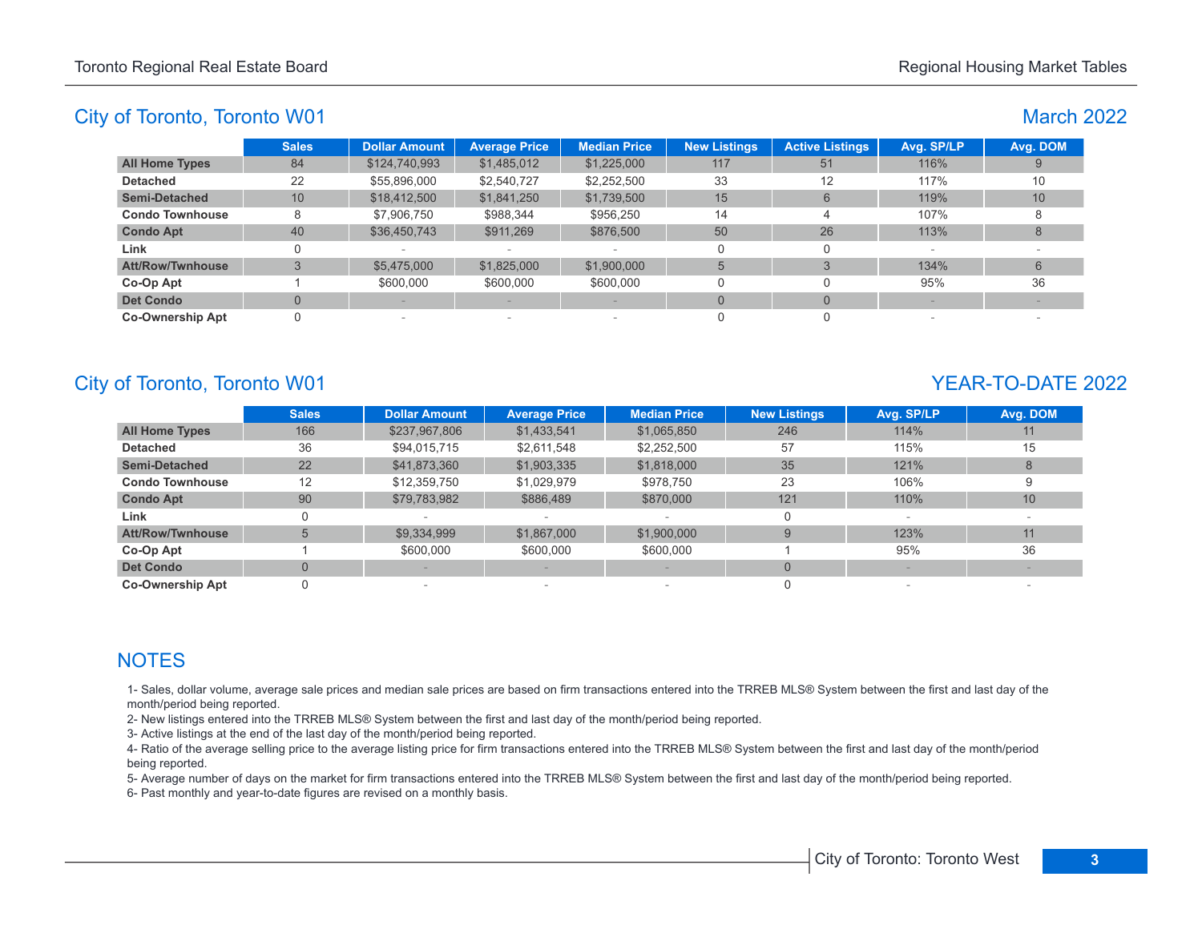## City of Toronto, Toronto W01

### March 2022

| | Sales | Dollar Amount | Average Price | Median Price | New Listings | Active Listings | Avg. SP/LP | Avg. DOM |
|---|---|---|---|---|---|---|---|---|
| **All Home Types** | 84 | $124,740,993 | $1,485,012 | $1,225,000 | 117 | 51 | 116% | 9 |
| **Detached** | 22 | $55,896,000 | $2,540,727 | $2,252,500 | 33 | 12 | 117% | 10 |
| **Semi-Detached** | 10 | $18,412,500 | $1,841,250 | $1,739,500 | 15 | 6 | 119% | 10 |
| **Condo Townhouse** | 8 | $7,906,750 | $988,344 | $956,250 | 14 | 4 | 107% | 8 |
| **Condo Apt** | 40 | $36,450,743 | $911,269 | $876,500 | 50 | 26 | 113% | 8 |
| **Link** | 0 | - | - | - | 0 | 0 | - | - |
| **Att/Row/Twnhouse** | 3 | $5,475,000 | $1,825,000 | $1,900,000 | 5 | 3 | 134% | 6 |
| **Co-Op Apt** | 1 | $600,000 | $600,000 | $600,000 | 0 | 0 | 95% | 36 |
| **Det Condo** | 0 | - | - | - | 0 | 0 | - | - |
| **Co-Ownership Apt** | 0 | - | - | - | 0 | 0 | - | - |

## City of Toronto, Toronto W01

### YEAR-TO-DATE 2022

| | Sales | Dollar Amount | Average Price | Median Price | New Listings | Avg. SP/LP | Avg. DOM |
|---|---|---|---|---|---|---|---|
| **All Home Types** | 166 | $237,967,806 | $1,433,541 | $1,065,850 | 246 | 114% | 11 |
| **Detached** | 36 | $94,015,715 | $2,611,548 | $2,252,500 | 57 | 115% | 15 |
| **Semi-Detached** | 22 | $41,873,360 | $1,903,335 | $1,818,000 | 35 | 121% | 8 |
| **Condo Townhouse** | 12 | $12,359,750 | $1,029,979 | $978,750 | 23 | 106% | 9 |
| **Condo Apt** | 90 | $79,783,982 | $886,489 | $870,000 | 121 | 110% | 10 |
| **Link** | 0 | - | - | - | 0 | - | - |
| **Att/Row/Twnhouse** | 5 | $9,334,999 | $1,867,000 | $1,900,000 | 9 | 123% | 11 |
| **Co-Op Apt** | 1 | $600,000 | $600,000 | $600,000 | 1 | 95% | 36 |
| **Det Condo** | 0 | - | - | - | 0 | - | - |
| **Co-Ownership Apt** | 0 | - | - | - | 0 | - | - |

## NOTES

1- Sales, dollar volume, average sale prices and median sale prices are based on firm transactions entered into the TRREB MLS® System between the first and last day of the month/period being reported.

2- New listings entered into the TRREB MLS® System between the first and last day of the month/period being reported.

3- Active listings at the end of the last day of the month/period being reported.

4- Ratio of the average selling price to the average listing price for firm transactions entered into the TRREB MLS® System between the first and last day of the month/period being reported.

5- Average number of days on the market for firm transactions entered into the TRREB MLS® System between the first and last day of the month/period being reported.

6- Past monthly and year-to-date figures are revised on a monthly basis.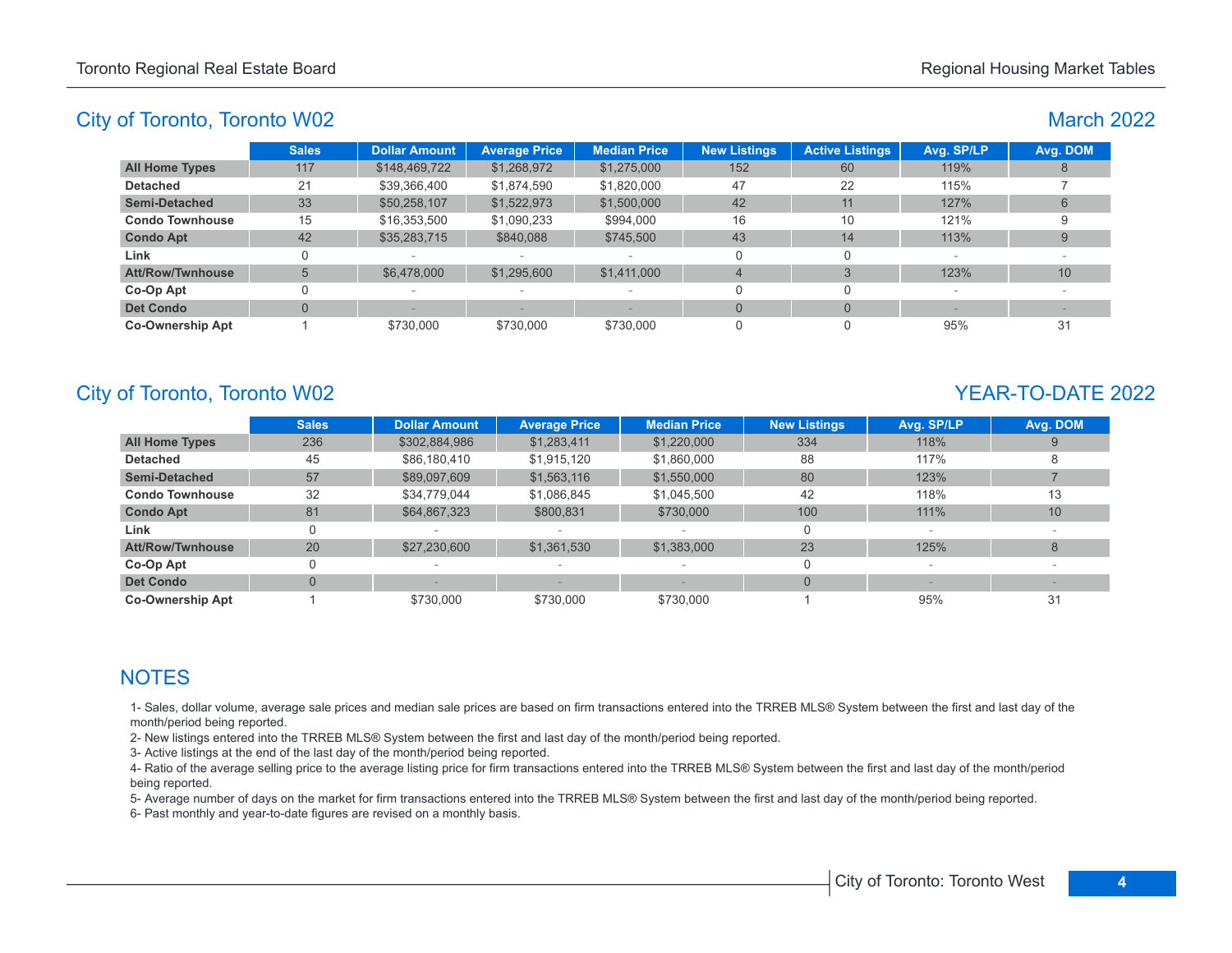## City of Toronto, Toronto W02

## March 2022

| | Sales | Dollar Amount | Average Price | Median Price | New Listings | Active Listings | Avg. SP/LP | Avg. DOM |
|---|---|---|---|---|---|---|---|---|
| **All Home Types** | 117 | $148,469,722 | $1,268,972 | $1,275,000 | 152 | 60 | 119% | 8 |
| **Detached** | 21 | $39,366,400 | $1,874,590 | $1,820,000 | 47 | 22 | 115% | 7 |
| **Semi-Detached** | 33 | $50,258,107 | $1,522,973 | $1,500,000 | 42 | 11 | 127% | 6 |
| **Condo Townhouse** | 15 | $16,353,500 | $1,090,233 | $994,000 | 16 | 10 | 121% | 9 |
| **Condo Apt** | 42 | $35,283,715 | $840,088 | $745,500 | 43 | 14 | 113% | 9 |
| **Link** | 0 | - | - | - | 0 | 0 | - | - |
| **Att/Row/Twnhouse** | 5 | $6,478,000 | $1,295,600 | $1,411,000 | 4 | 3 | 123% | 10 |
| **Co-Op Apt** | 0 | - | - | - | 0 | 0 | - | - |
| **Det Condo** | 0 | - | - | - | 0 | 0 | - | - |
| **Co-Ownership Apt** | 1 | $730,000 | $730,000 | $730,000 | 0 | 0 | 95% | 31 |

## City of Toronto, Toronto W02

## YEAR-TO-DATE 2022

| | Sales | Dollar Amount | Average Price | Median Price | New Listings | Avg. SP/LP | Avg. DOM |
|---|---|---|---|---|---|---|---|
| **All Home Types** | 236 | $302,884,986 | $1,283,411 | $1,220,000 | 334 | 118% | 9 |
| **Detached** | 45 | $86,180,410 | $1,915,120 | $1,860,000 | 88 | 117% | 8 |
| **Semi-Detached** | 57 | $89,097,609 | $1,563,116 | $1,550,000 | 80 | 123% | 7 |
| **Condo Townhouse** | 32 | $34,779,044 | $1,086,845 | $1,045,500 | 42 | 118% | 13 |
| **Condo Apt** | 81 | $64,867,323 | $800,831 | $730,000 | 100 | 111% | 10 |
| **Link** | 0 | - | - | - | 0 | - | - |
| **Att/Row/Twnhouse** | 20 | $27,230,600 | $1,361,530 | $1,383,000 | 23 | 125% | 8 |
| **Co-Op Apt** | 0 | - | - | - | 0 | - | - |
| **Det Condo** | 0 | - | - | - | 0 | - | - |
| **Co-Ownership Apt** | 1 | $730,000 | $730,000 | $730,000 | 1 | 95% | 31 |

## NOTES

1- Sales, dollar volume, average sale prices and median sale prices are based on firm transactions entered into the TRREB MLS® System between the first and last day of the month/period being reported.

2- New listings entered into the TRREB MLS® System between the first and last day of the month/period being reported.

3- Active listings at the end of the last day of the month/period being reported.

4- Ratio of the average selling price to the average listing price for firm transactions entered into the TRREB MLS® System between the first and last day of the month/period being reported.

5- Average number of days on the market for firm transactions entered into the TRREB MLS® System between the first and last day of the month/period being reported.

6- Past monthly and year-to-date figures are revised on a monthly basis.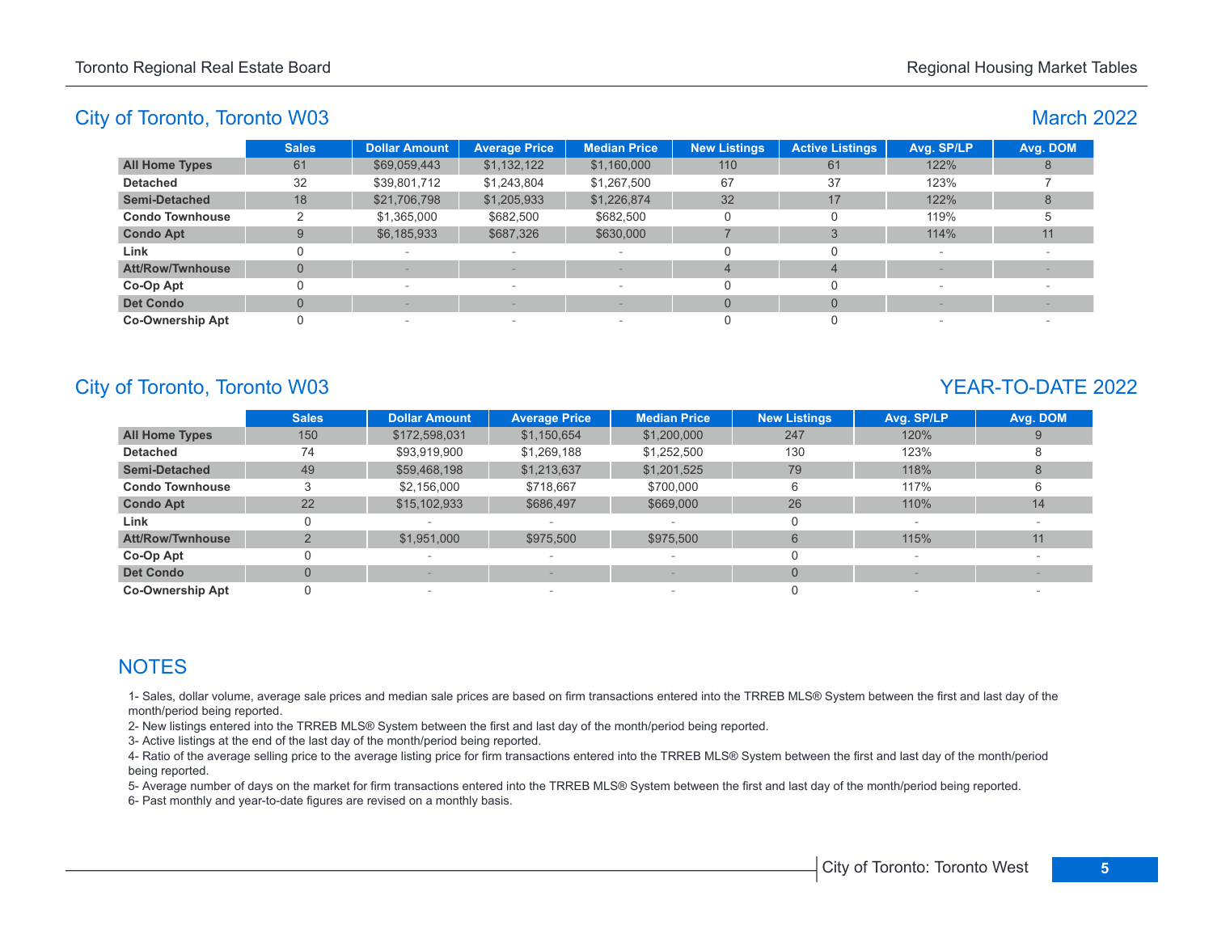## City of Toronto, Toronto W03

### March 2022

| | Sales | Dollar Amount | Average Price | Median Price | New Listings | Active Listings | Avg. SP/LP | Avg. DOM |
|---|---|---|---|---|---|---|---|---|
| **All Home Types** | 61 | $69,059,443 | $1,132,122 | $1,160,000 | 110 | 61 | 122% | 8 |
| **Detached** | 32 | $39,801,712 | $1,243,804 | $1,267,500 | 67 | 37 | 123% | 7 |
| **Semi-Detached** | 18 | $21,706,798 | $1,205,933 | $1,226,874 | 32 | 17 | 122% | 8 |
| **Condo Townhouse** | 2 | $1,365,000 | $682,500 | $682,500 | 0 | 0 | 119% | 5 |
| **Condo Apt** | 9 | $6,185,933 | $687,326 | $630,000 | 7 | 3 | 114% | 11 |
| **Link** | 0 | - | - | - | 0 | 0 | - | - |
| **Att/Row/Twnhouse** | 0 | - | - | - | 4 | 4 | - | - |
| **Co-Op Apt** | 0 | - | - | - | 0 | 0 | - | - |
| **Det Condo** | 0 | - | - | - | 0 | 0 | - | - |
| **Co-Ownership Apt** | 0 | - | - | - | 0 | 0 | - | - |

## City of Toronto, Toronto W03

### YEAR-TO-DATE 2022

| | Sales | Dollar Amount | Average Price | Median Price | New Listings | Avg. SP/LP | Avg. DOM |
|---|---|---|---|---|---|---|---|
| **All Home Types** | 150 | $172,598,031 | $1,150,654 | $1,200,000 | 247 | 120% | 9 |
| **Detached** | 74 | $93,919,900 | $1,269,188 | $1,252,500 | 130 | 123% | 8 |
| **Semi-Detached** | 49 | $59,468,198 | $1,213,637 | $1,201,525 | 79 | 118% | 8 |
| **Condo Townhouse** | 3 | $2,156,000 | $718,667 | $700,000 | 6 | 117% | 6 |
| **Condo Apt** | 22 | $15,102,933 | $686,497 | $669,000 | 26 | 110% | 14 |
| **Link** | 0 | - | - | - | 0 | - | - |
| **Att/Row/Twnhouse** | 2 | $1,951,000 | $975,500 | $975,500 | 6 | 115% | 11 |
| **Co-Op Apt** | 0 | - | - | - | 0 | - | - |
| **Det Condo** | 0 | - | - | - | 0 | - | - |
| **Co-Ownership Apt** | 0 | - | - | - | 0 | - | - |

## NOTES

1- Sales, dollar volume, average sale prices and median sale prices are based on firm transactions entered into the TRREB MLS® System between the first and last day of the month/period being reported.

2- New listings entered into the TRREB MLS® System between the first and last day of the month/period being reported.

3- Active listings at the end of the last day of the month/period being reported.

4- Ratio of the average selling price to the average listing price for firm transactions entered into the TRREB MLS® System between the first and last day of the month/period being reported.

5- Average number of days on the market for firm transactions entered into the TRREB MLS® System between the first and last day of the month/period being reported.

6- Past monthly and year-to-date figures are revised on a monthly basis.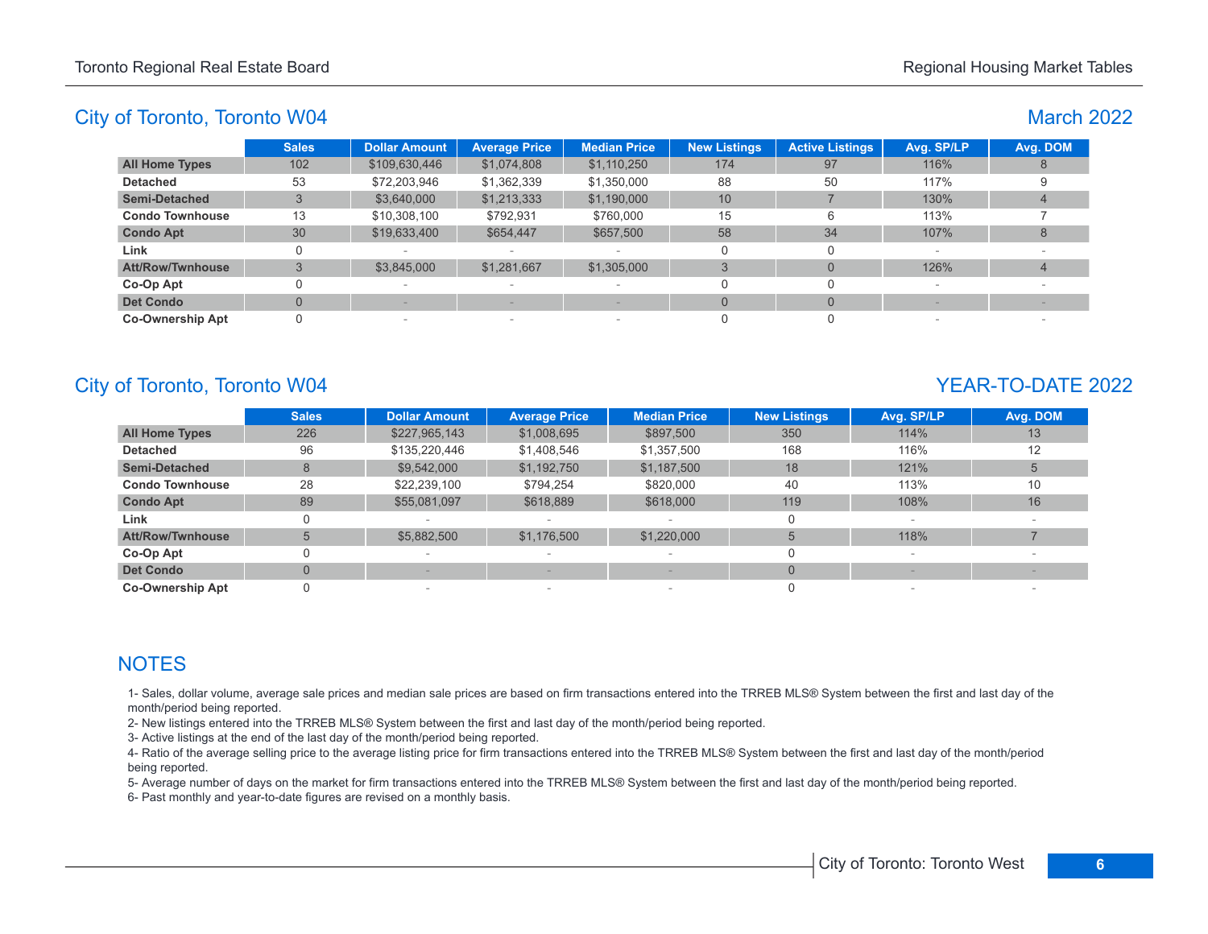## City of Toronto, Toronto W04

### March 2022

| | Sales | Dollar Amount | Average Price | Median Price | New Listings | Active Listings | Avg. SP/LP | Avg. DOM |
|---|---|---|---|---|---|---|---|---|
| **All Home Types** | 102 | $109,630,446 | $1,074,808 | $1,110,250 | 174 | 97 | 116% | 8 |
| **Detached** | 53 | $72,203,946 | $1,362,339 | $1,350,000 | 88 | 50 | 117% | 9 |
| **Semi-Detached** | 3 | $3,640,000 | $1,213,333 | $1,190,000 | 10 | 7 | 130% | 4 |
| **Condo Townhouse** | 13 | $10,308,100 | $792,931 | $760,000 | 15 | 6 | 113% | 7 |
| **Condo Apt** | 30 | $19,633,400 | $654,447 | $657,500 | 58 | 34 | 107% | 8 |
| **Link** | 0 | - | - | - | 0 | 0 | - | - |
| **Att/Row/Twnhouse** | 3 | $3,845,000 | $1,281,667 | $1,305,000 | 3 | 0 | 126% | 4 |
| **Co-Op Apt** | 0 | - | - | - | 0 | 0 | - | - |
| **Det Condo** | 0 | - | - | - | 0 | 0 | - | - |
| **Co-Ownership Apt** | 0 | - | - | - | 0 | 0 | - | - |

## City of Toronto, Toronto W04

### YEAR-TO-DATE 2022

| | Sales | Dollar Amount | Average Price | Median Price | New Listings | Avg. SP/LP | Avg. DOM |
|---|---|---|---|---|---|---|---|
| **All Home Types** | 226 | $227,965,143 | $1,008,695 | $897,500 | 350 | 114% | 13 |
| **Detached** | 96 | $135,220,446 | $1,408,546 | $1,357,500 | 168 | 116% | 12 |
| **Semi-Detached** | 8 | $9,542,000 | $1,192,750 | $1,187,500 | 18 | 121% | 5 |
| **Condo Townhouse** | 28 | $22,239,100 | $794,254 | $820,000 | 40 | 113% | 10 |
| **Condo Apt** | 89 | $55,081,097 | $618,889 | $618,000 | 119 | 108% | 16 |
| **Link** | 0 | - | - | - | 0 | - | - |
| **Att/Row/Twnhouse** | 5 | $5,882,500 | $1,176,500 | $1,220,000 | 5 | 118% | 7 |
| **Co-Op Apt** | 0 | - | - | - | 0 | - | - |
| **Det Condo** | 0 | - | - | - | 0 | - | - |
| **Co-Ownership Apt** | 0 | - | - | - | 0 | - | - |

## NOTES

1- Sales, dollar volume, average sale prices and median sale prices are based on firm transactions entered into the TRREB MLS® System between the first and last day of the month/period being reported.

2- New listings entered into the TRREB MLS® System between the first and last day of the month/period being reported.

3- Active listings at the end of the last day of the month/period being reported.

4- Ratio of the average selling price to the average listing price for firm transactions entered into the TRREB MLS® System between the first and last day of the month/period being reported.

5- Average number of days on the market for firm transactions entered into the TRREB MLS® System between the first and last day of the month/period being reported.

6- Past monthly and year-to-date figures are revised on a monthly basis.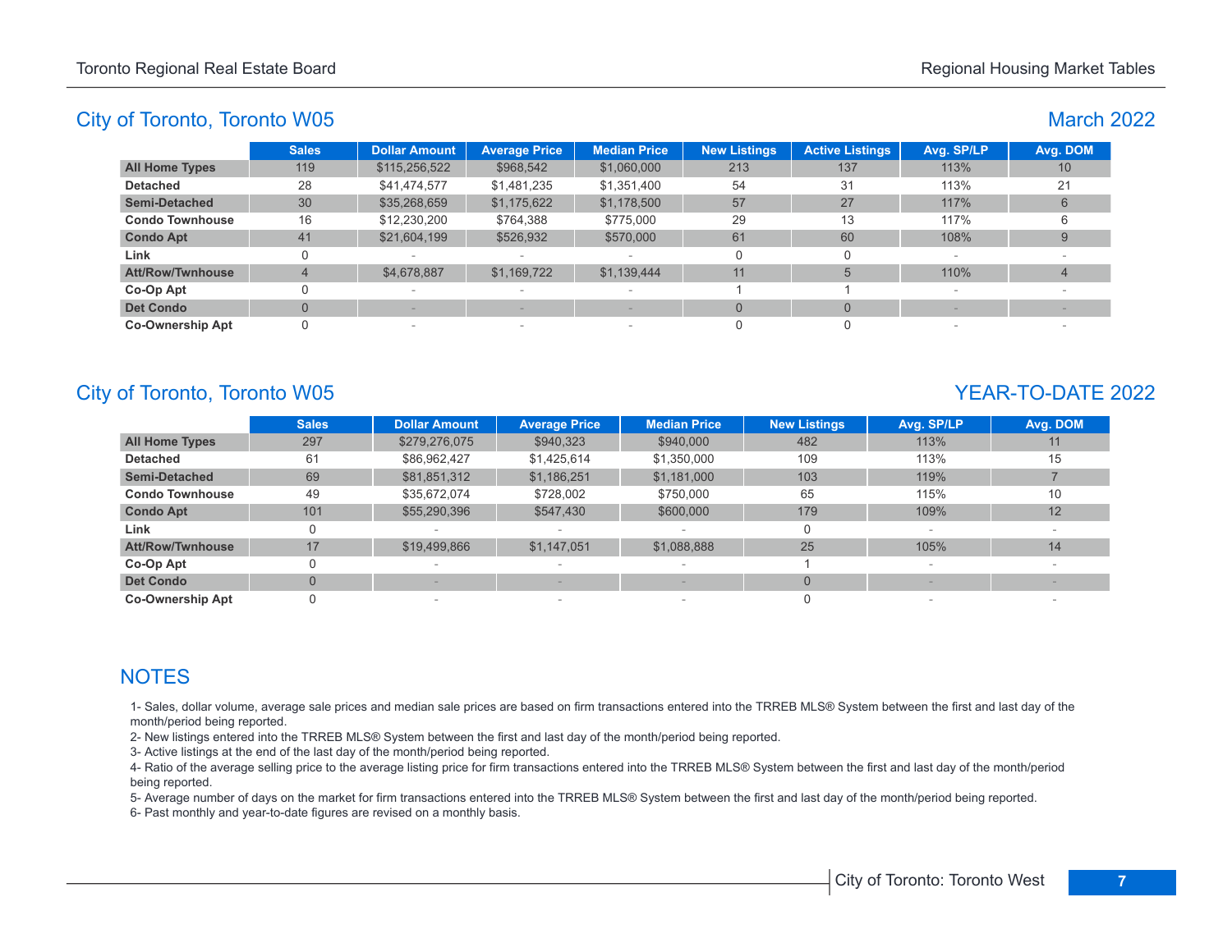## City of Toronto, Toronto W05

### March 2022

| | Sales | Dollar Amount | Average Price | Median Price | New Listings | Active Listings | Avg. SP/LP | Avg. DOM |
|---|---|---|---|---|---|---|---|---|
| **All Home Types** | 119 | $115,256,522 | $968,542 | $1,060,000 | 213 | 137 | 113% | 10 |
| **Detached** | 28 | $41,474,577 | $1,481,235 | $1,351,400 | 54 | 31 | 113% | 21 |
| **Semi-Detached** | 30 | $35,268,659 | $1,175,622 | $1,178,500 | 57 | 27 | 117% | 6 |
| **Condo Townhouse** | 16 | $12,230,200 | $764,388 | $775,000 | 29 | 13 | 117% | 6 |
| **Condo Apt** | 41 | $21,604,199 | $526,932 | $570,000 | 61 | 60 | 108% | 9 |
| **Link** | 0 | - | - | - | 0 | 0 | - | - |
| **Att/Row/Twnhouse** | 4 | $4,678,887 | $1,169,722 | $1,139,444 | 11 | 5 | 110% | 4 |
| **Co-Op Apt** | 0 | - | - | - | 1 | 1 | - | - |
| **Det Condo** | 0 | - | - | - | 0 | 0 | - | - |
| **Co-Ownership Apt** | 0 | - | - | - | 0 | 0 | - | - |

## City of Toronto, Toronto W05

### YEAR-TO-DATE 2022

| | Sales | Dollar Amount | Average Price | Median Price | New Listings | Avg. SP/LP | Avg. DOM |
|---|---|---|---|---|---|---|---|
| **All Home Types** | 297 | $279,276,075 | $940,323 | $940,000 | 482 | 113% | 11 |
| **Detached** | 61 | $86,962,427 | $1,425,614 | $1,350,000 | 109 | 113% | 15 |
| **Semi-Detached** | 69 | $81,851,312 | $1,186,251 | $1,181,000 | 103 | 119% | 7 |
| **Condo Townhouse** | 49 | $35,672,074 | $728,002 | $750,000 | 65 | 115% | 10 |
| **Condo Apt** | 101 | $55,290,396 | $547,430 | $600,000 | 179 | 109% | 12 |
| **Link** | 0 | - | - | - | 0 | - | - |
| **Att/Row/Twnhouse** | 17 | $19,499,866 | $1,147,051 | $1,088,888 | 25 | 105% | 14 |
| **Co-Op Apt** | 0 | - | - | - | 1 | - | - |
| **Det Condo** | 0 | - | - | - | 0 | - | - |
| **Co-Ownership Apt** | 0 | - | - | - | 0 | - | - |

## NOTES

1- Sales, dollar volume, average sale prices and median sale prices are based on firm transactions entered into the TRREB MLS® System between the first and last day of the month/period being reported.

2- New listings entered into the TRREB MLS® System between the first and last day of the month/period being reported.

3- Active listings at the end of the last day of the month/period being reported.

4- Ratio of the average selling price to the average listing price for firm transactions entered into the TRREB MLS® System between the first and last day of the month/period being reported.

5- Average number of days on the market for firm transactions entered into the TRREB MLS® System between the first and last day of the month/period being reported.

6- Past monthly and year-to-date figures are revised on a monthly basis.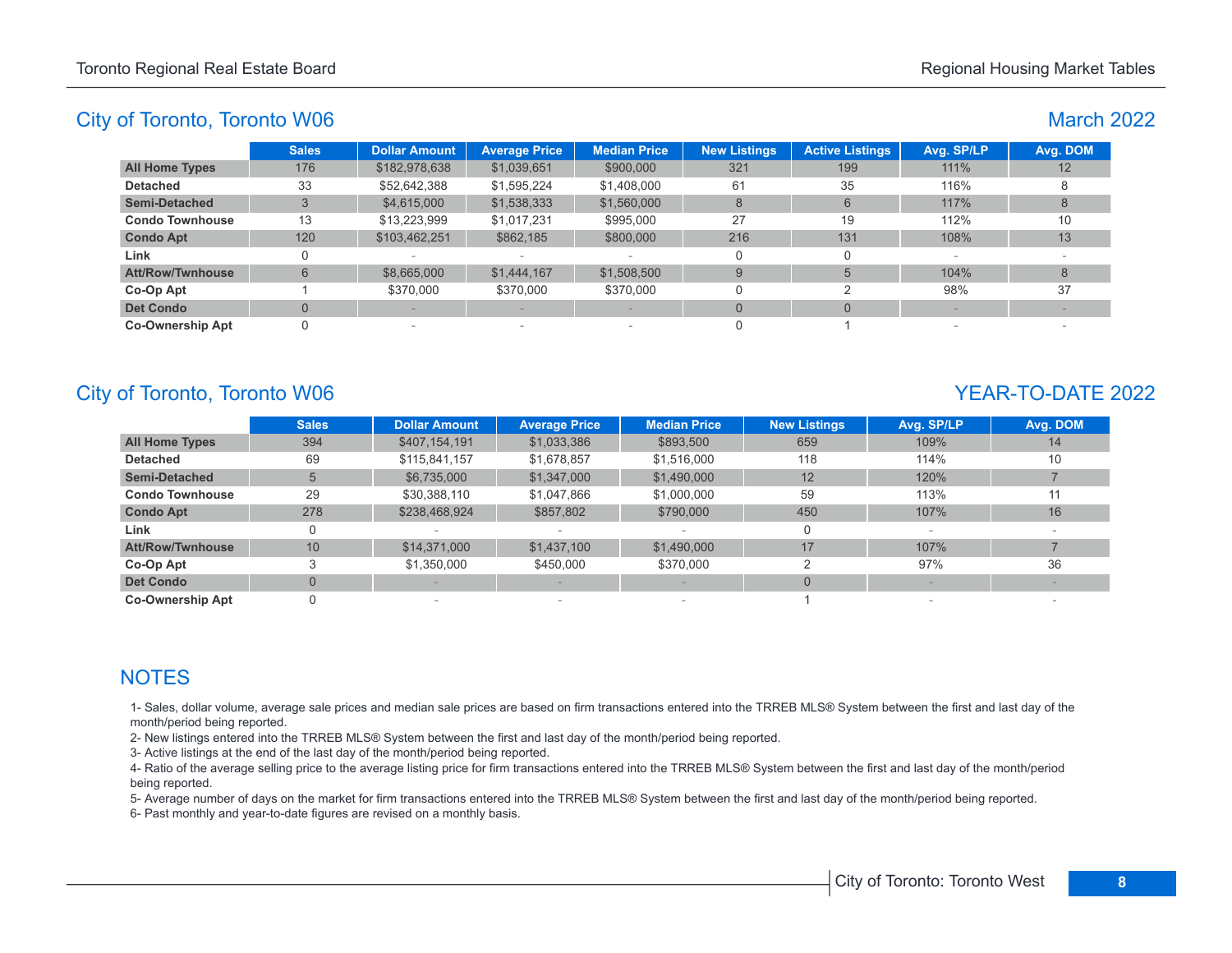## City of Toronto, Toronto W06

### March 2022

| | Sales | Dollar Amount | Average Price | Median Price | New Listings | Active Listings | Avg. SP/LP | Avg. DOM |
|---|---|---|---|---|---|---|---|---|
| **All Home Types** | 176 | $182,978,638 | $1,039,651 | $900,000 | 321 | 199 | 111% | 12 |
| **Detached** | 33 | $52,642,388 | $1,595,224 | $1,408,000 | 61 | 35 | 116% | 8 |
| **Semi-Detached** | 3 | $4,615,000 | $1,538,333 | $1,560,000 | 8 | 6 | 117% | 8 |
| **Condo Townhouse** | 13 | $13,223,999 | $1,017,231 | $995,000 | 27 | 19 | 112% | 10 |
| **Condo Apt** | 120 | $103,462,251 | $862,185 | $800,000 | 216 | 131 | 108% | 13 |
| **Link** | 0 | - | - | - | 0 | 0 | - | - |
| **Att/Row/Twnhouse** | 6 | $8,665,000 | $1,444,167 | $1,508,500 | 9 | 5 | 104% | 8 |
| **Co-Op Apt** | 1 | $370,000 | $370,000 | $370,000 | 0 | 2 | 98% | 37 |
| **Det Condo** | 0 | - | - | - | 0 | 0 | - | - |
| **Co-Ownership Apt** | 0 | - | - | - | 0 | 1 | - | - |

## City of Toronto, Toronto W06

### YEAR-TO-DATE 2022

| | Sales | Dollar Amount | Average Price | Median Price | New Listings | Avg. SP/LP | Avg. DOM |
|---|---|---|---|---|---|---|---|
| **All Home Types** | 394 | $407,154,191 | $1,033,386 | $893,500 | 659 | 109% | 14 |
| **Detached** | 69 | $115,841,157 | $1,678,857 | $1,516,000 | 118 | 114% | 10 |
| **Semi-Detached** | 5 | $6,735,000 | $1,347,000 | $1,490,000 | 12 | 120% | 7 |
| **Condo Townhouse** | 29 | $30,388,110 | $1,047,866 | $1,000,000 | 59 | 113% | 11 |
| **Condo Apt** | 278 | $238,468,924 | $857,802 | $790,000 | 450 | 107% | 16 |
| **Link** | 0 | - | - | - | 0 | - | - |
| **Att/Row/Twnhouse** | 10 | $14,371,000 | $1,437,100 | $1,490,000 | 17 | 107% | 7 |
| **Co-Op Apt** | 3 | $1,350,000 | $450,000 | $370,000 | 2 | 97% | 36 |
| **Det Condo** | 0 | - | - | - | 0 | - | - |
| **Co-Ownership Apt** | 0 | - | - | - | 1 | - | - |

## NOTES

1- Sales, dollar volume, average sale prices and median sale prices are based on firm transactions entered into the TRREB MLS® System between the first and last day of the month/period being reported.

2- New listings entered into the TRREB MLS® System between the first and last day of the month/period being reported.

3- Active listings at the end of the last day of the month/period being reported.

4- Ratio of the average selling price to the average listing price for firm transactions entered into the TRREB MLS® System between the first and last day of the month/period being reported.

5- Average number of days on the market for firm transactions entered into the TRREB MLS® System between the first and last day of the month/period being reported.

6- Past monthly and year-to-date figures are revised on a monthly basis.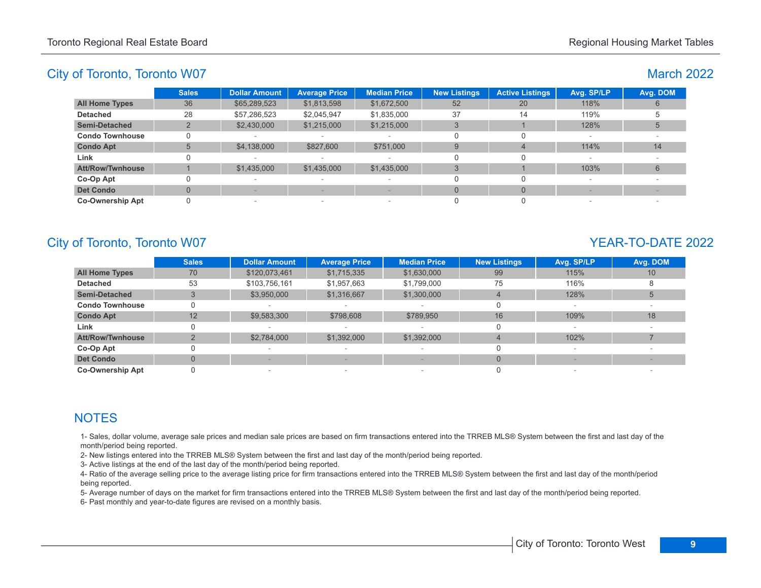## City of Toronto, Toronto W07

### March 2022

| | Sales | Dollar Amount | Average Price | Median Price | New Listings | Active Listings | Avg. SP/LP | Avg. DOM |
|---|---|---|---|---|---|---|---|---|
| **All Home Types** | 36 | $65,289,523 | $1,813,598 | $1,672,500 | 52 | 20 | 118% | 6 |
| **Detached** | 28 | $57,286,523 | $2,045,947 | $1,835,000 | 37 | 14 | 119% | 5 |
| **Semi-Detached** | 2 | $2,430,000 | $1,215,000 | $1,215,000 | 3 | 1 | 128% | 5 |
| **Condo Townhouse** | 0 | - | - | - | 0 | 0 | - | - |
| **Condo Apt** | 5 | $4,138,000 | $827,600 | $751,000 | 9 | 4 | 114% | 14 |
| **Link** | 0 | - | - | - | 0 | 0 | - | - |
| **Att/Row/Twnhouse** | 1 | $1,435,000 | $1,435,000 | $1,435,000 | 3 | 1 | 103% | 6 |
| **Co-Op Apt** | 0 | - | - | - | 0 | 0 | - | - |
| **Det Condo** | 0 | - | - | - | 0 | 0 | - | - |
| **Co-Ownership Apt** | 0 | - | - | - | 0 | 0 | - | - |

## City of Toronto, Toronto W07

### YEAR-TO-DATE 2022

| | Sales | Dollar Amount | Average Price | Median Price | New Listings | Avg. SP/LP | Avg. DOM |
|---|---|---|---|---|---|---|---|
| **All Home Types** | 70 | $120,073,461 | $1,715,335 | $1,630,000 | 99 | 115% | 10 |
| **Detached** | 53 | $103,756,161 | $1,957,663 | $1,799,000 | 75 | 116% | 8 |
| **Semi-Detached** | 3 | $3,950,000 | $1,316,667 | $1,300,000 | 4 | 128% | 5 |
| **Condo Townhouse** | 0 | - | - | - | 0 | - | - |
| **Condo Apt** | 12 | $9,583,300 | $798,608 | $789,950 | 16 | 109% | 18 |
| **Link** | 0 | - | - | - | 0 | - | - |
| **Att/Row/Twnhouse** | 2 | $2,784,000 | $1,392,000 | $1,392,000 | 4 | 102% | 7 |
| **Co-Op Apt** | 0 | - | - | - | 0 | - | - |
| **Det Condo** | 0 | - | - | - | 0 | - | - |
| **Co-Ownership Apt** | 0 | - | - | - | 0 | - | - |

## NOTES

1- Sales, dollar volume, average sale prices and median sale prices are based on firm transactions entered into the TRREB MLS® System between the first and last day of the month/period being reported.
2- New listings entered into the TRREB MLS® System between the first and last day of the month/period being reported.
3- Active listings at the end of the last day of the month/period being reported.
4- Ratio of the average selling price to the average listing price for firm transactions entered into the TRREB MLS® System between the first and last day of the month/period being reported.
5- Average number of days on the market for firm transactions entered into the TRREB MLS® System between the first and last day of the month/period being reported.
6- Past monthly and year-to-date figures are revised on a monthly basis.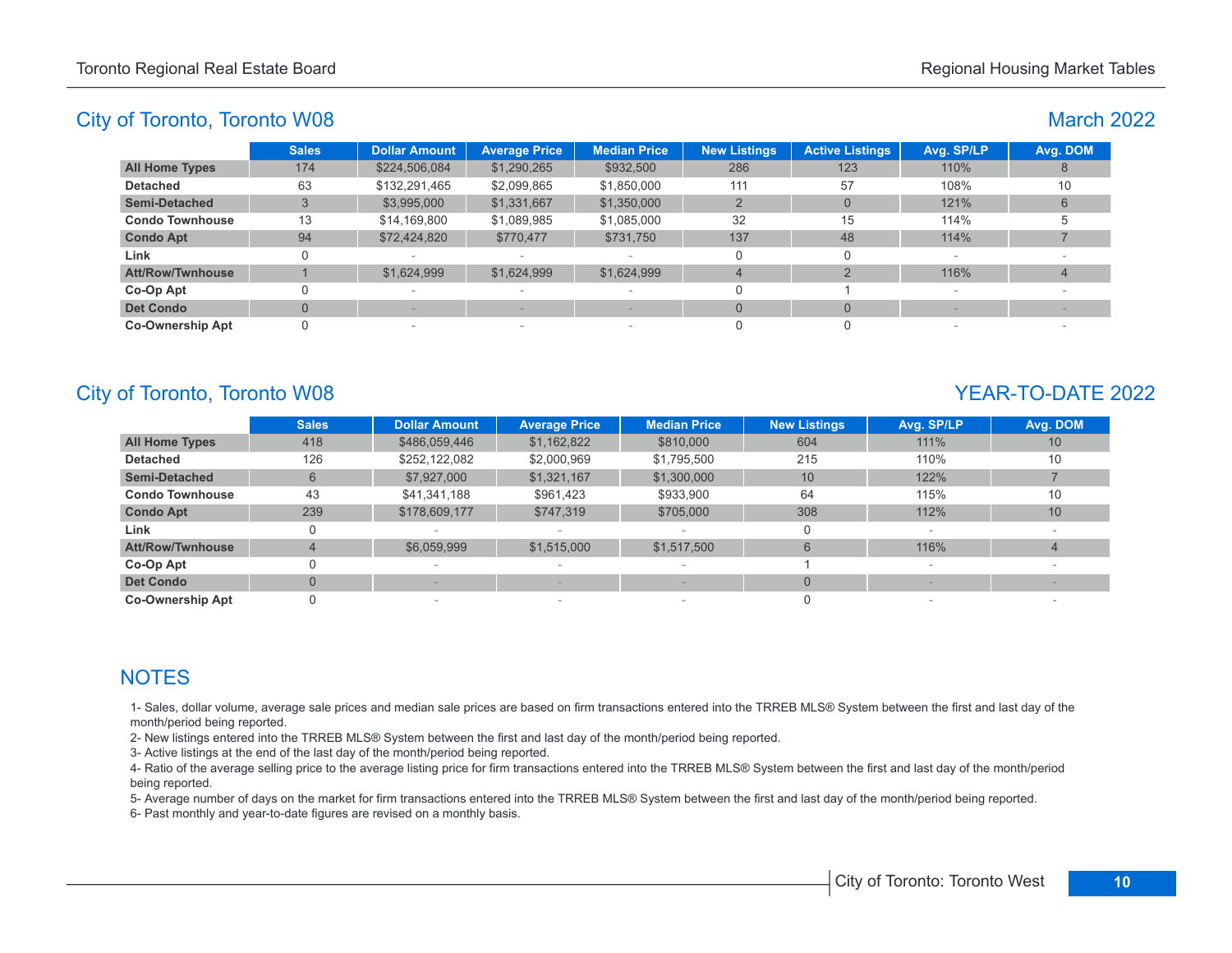## City of Toronto, Toronto W08

## March 2022

| | Sales | Dollar Amount | Average Price | Median Price | New Listings | Active Listings | Avg. SP/LP | Avg. DOM |
|---|---|---|---|---|---|---|---|---|
| **All Home Types** | 174 | $224,506,084 | $1,290,265 | $932,500 | 286 | 123 | 110% | 8 |
| **Detached** | 63 | $132,291,465 | $2,099,865 | $1,850,000 | 111 | 57 | 108% | 10 |
| **Semi-Detached** | 3 | $3,995,000 | $1,331,667 | $1,350,000 | 2 | 0 | 121% | 6 |
| **Condo Townhouse** | 13 | $14,169,800 | $1,089,985 | $1,085,000 | 32 | 15 | 114% | 5 |
| **Condo Apt** | 94 | $72,424,820 | $770,477 | $731,750 | 137 | 48 | 114% | 7 |
| **Link** | 0 | - | - | - | 0 | 0 | - | - |
| **Att/Row/Twnhouse** | 1 | $1,624,999 | $1,624,999 | $1,624,999 | 4 | 2 | 116% | 4 |
| **Co-Op Apt** | 0 | - | - | - | 0 | 1 | - | - |
| **Det Condo** | 0 | - | - | - | 0 | 0 | - | - |
| **Co-Ownership Apt** | 0 | - | - | - | 0 | 0 | - | - |

## City of Toronto, Toronto W08

## YEAR-TO-DATE 2022

| | Sales | Dollar Amount | Average Price | Median Price | New Listings | Avg. SP/LP | Avg. DOM |
|---|---|---|---|---|---|---|---|
| **All Home Types** | 418 | $486,059,446 | $1,162,822 | $810,000 | 604 | 111% | 10 |
| **Detached** | 126 | $252,122,082 | $2,000,969 | $1,795,500 | 215 | 110% | 10 |
| **Semi-Detached** | 6 | $7,927,000 | $1,321,167 | $1,300,000 | 10 | 122% | 7 |
| **Condo Townhouse** | 43 | $41,341,188 | $961,423 | $933,900 | 64 | 115% | 10 |
| **Condo Apt** | 239 | $178,609,177 | $747,319 | $705,000 | 308 | 112% | 10 |
| **Link** | 0 | - | - | - | 0 | - | - |
| **Att/Row/Twnhouse** | 4 | $6,059,999 | $1,515,000 | $1,517,500 | 6 | 116% | 4 |
| **Co-Op Apt** | 0 | - | - | - | 1 | - | - |
| **Det Condo** | 0 | - | - | - | 0 | - | - |
| **Co-Ownership Apt** | 0 | - | - | - | 0 | - | - |

## NOTES

1- Sales, dollar volume, average sale prices and median sale prices are based on firm transactions entered into the TRREB MLS® System between the first and last day of the month/period being reported.

2- New listings entered into the TRREB MLS® System between the first and last day of the month/period being reported.

3- Active listings at the end of the last day of the month/period being reported.

4- Ratio of the average selling price to the average listing price for firm transactions entered into the TRREB MLS® System between the first and last day of the month/period being reported.

5- Average number of days on the market for firm transactions entered into the TRREB MLS® System between the first and last day of the month/period being reported.

6- Past monthly and year-to-date figures are revised on a monthly basis.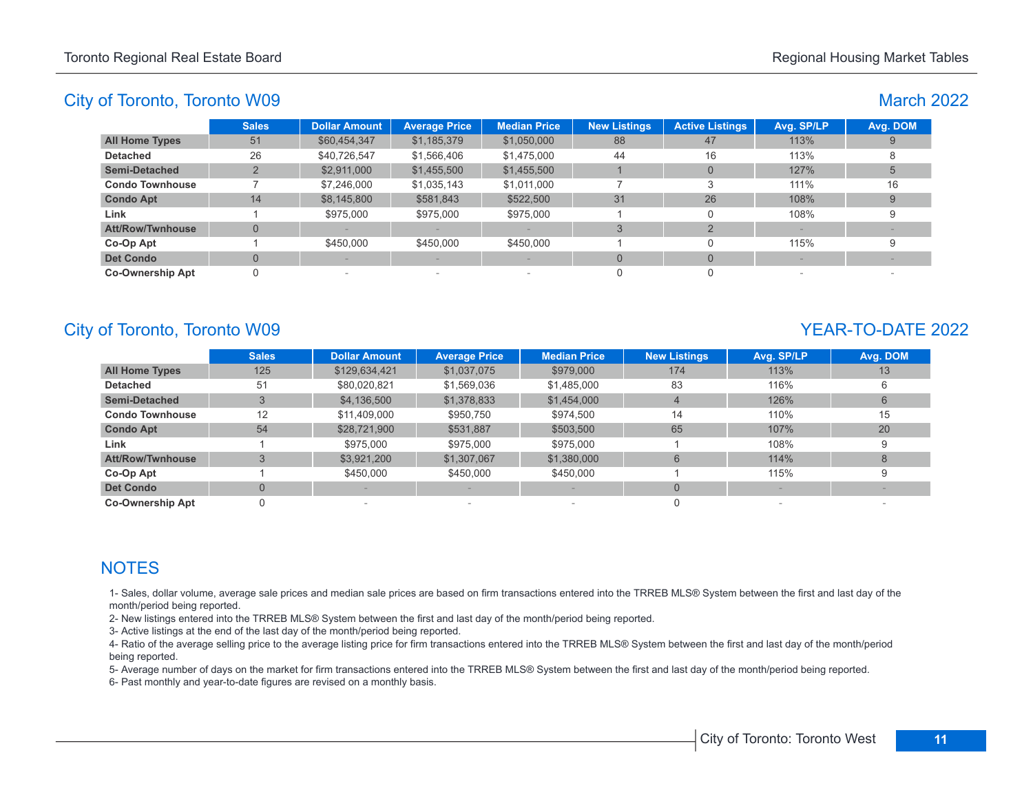## City of Toronto, Toronto W09

### March 2022

| | Sales | Dollar Amount | Average Price | Median Price | New Listings | Active Listings | Avg. SP/LP | Avg. DOM |
|---|---|---|---|---|---|---|---|---|
| **All Home Types** | 51 | $60,454,347 | $1,185,379 | $1,050,000 | 88 | 47 | 113% | 9 |
| **Detached** | 26 | $40,726,547 | $1,566,406 | $1,475,000 | 44 | 16 | 113% | 8 |
| **Semi-Detached** | 2 | $2,911,000 | $1,455,500 | $1,455,500 | 1 | 0 | 127% | 5 |
| **Condo Townhouse** | 7 | $7,246,000 | $1,035,143 | $1,011,000 | 7 | 3 | 111% | 16 |
| **Condo Apt** | 14 | $8,145,800 | $581,843 | $522,500 | 31 | 26 | 108% | 9 |
| **Link** | 1 | $975,000 | $975,000 | $975,000 | 1 | 0 | 108% | 9 |
| **Att/Row/Twnhouse** | 0 | - | - | - | 3 | 2 | - | - |
| **Co-Op Apt** | 1 | $450,000 | $450,000 | $450,000 | 1 | 0 | 115% | 9 |
| **Det Condo** | 0 | - | - | - | 0 | 0 | - | - |
| **Co-Ownership Apt** | 0 | - | - | - | 0 | 0 | - | - |

## City of Toronto, Toronto W09

### YEAR-TO-DATE 2022

| | Sales | Dollar Amount | Average Price | Median Price | New Listings | Avg. SP/LP | Avg. DOM |
|---|---|---|---|---|---|---|---|
| **All Home Types** | 125 | $129,634,421 | $1,037,075 | $979,000 | 174 | 113% | 13 |
| **Detached** | 51 | $80,020,821 | $1,569,036 | $1,485,000 | 83 | 116% | 6 |
| **Semi-Detached** | 3 | $4,136,500 | $1,378,833 | $1,454,000 | 4 | 126% | 6 |
| **Condo Townhouse** | 12 | $11,409,000 | $950,750 | $974,500 | 14 | 110% | 15 |
| **Condo Apt** | 54 | $28,721,900 | $531,887 | $503,500 | 65 | 107% | 20 |
| **Link** | 1 | $975,000 | $975,000 | $975,000 | 1 | 108% | 9 |
| **Att/Row/Twnhouse** | 3 | $3,921,200 | $1,307,067 | $1,380,000 | 6 | 114% | 8 |
| **Co-Op Apt** | 1 | $450,000 | $450,000 | $450,000 | 1 | 115% | 9 |
| **Det Condo** | 0 | - | - | - | 0 | - | - |
| **Co-Ownership Apt** | 0 | - | - | - | 0 | - | - |

## NOTES

1- Sales, dollar volume, average sale prices and median sale prices are based on firm transactions entered into the TRREB MLS® System between the first and last day of the month/period being reported.

2- New listings entered into the TRREB MLS® System between the first and last day of the month/period being reported.

3- Active listings at the end of the last day of the month/period being reported.

4- Ratio of the average selling price to the average listing price for firm transactions entered into the TRREB MLS® System between the first and last day of the month/period being reported.

5- Average number of days on the market for firm transactions entered into the TRREB MLS® System between the first and last day of the month/period being reported.

6- Past monthly and year-to-date figures are revised on a monthly basis.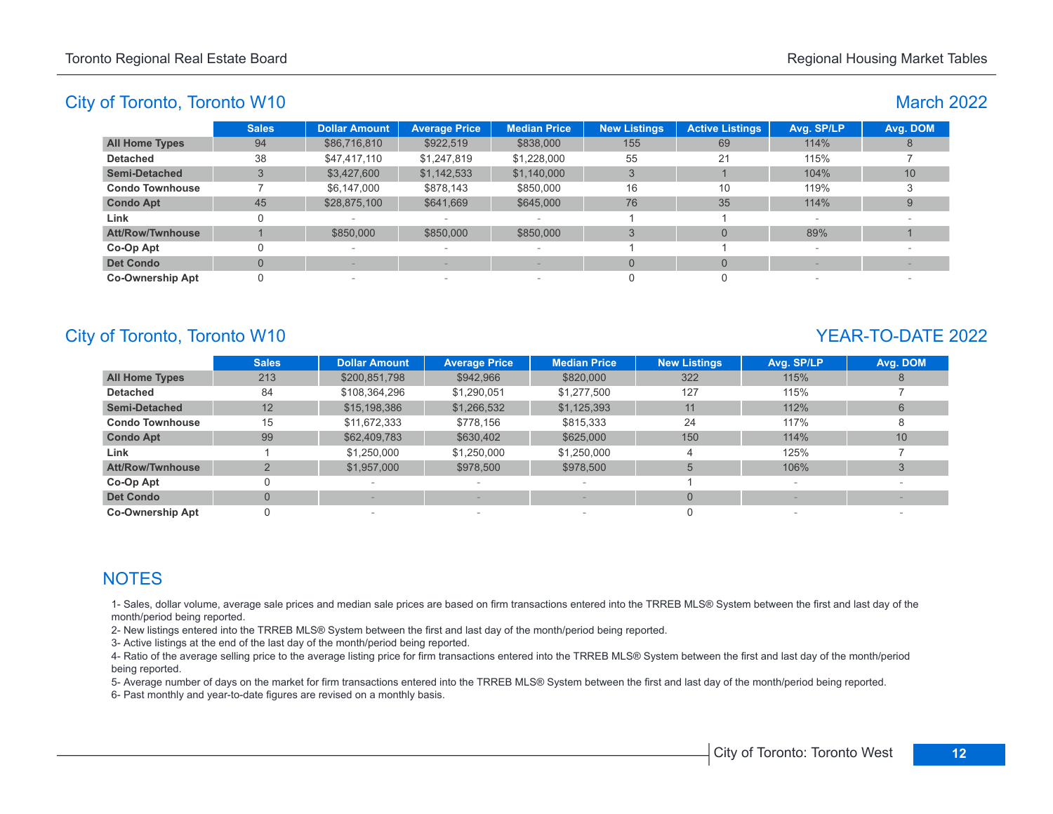## City of Toronto, Toronto W10

March 2022

| | Sales | Dollar Amount | Average Price | Median Price | New Listings | Active Listings | Avg. SP/LP | Avg. DOM |
|---|---|---|---|---|---|---|---|---|
| **All Home Types** | 94 | $86,716,810 | $922,519 | $838,000 | 155 | 69 | 114% | 8 |
| **Detached** | 38 | $47,417,110 | $1,247,819 | $1,228,000 | 55 | 21 | 115% | 7 |
| **Semi-Detached** | 3 | $3,427,600 | $1,142,533 | $1,140,000 | 3 | 1 | 104% | 10 |
| **Condo Townhouse** | 7 | $6,147,000 | $878,143 | $850,000 | 16 | 10 | 119% | 3 |
| **Condo Apt** | 45 | $28,875,100 | $641,669 | $645,000 | 76 | 35 | 114% | 9 |
| **Link** | 0 | - | - | - | 1 | 1 | - | - |
| **Att/Row/Twnhouse** | 1 | $850,000 | $850,000 | $850,000 | 3 | 0 | 89% | 1 |
| **Co-Op Apt** | 0 | - | - | - | 1 | 1 | - | - |
| **Det Condo** | 0 | - | - | - | 0 | 0 | - | - |
| **Co-Ownership Apt** | 0 | - | - | - | 0 | 0 | - | - |

## City of Toronto, Toronto W10

YEAR-TO-DATE 2022

| | Sales | Dollar Amount | Average Price | Median Price | New Listings | Avg. SP/LP | Avg. DOM |
|---|---|---|---|---|---|---|---|
| **All Home Types** | 213 | $200,851,798 | $942,966 | $820,000 | 322 | 115% | 8 |
| **Detached** | 84 | $108,364,296 | $1,290,051 | $1,277,500 | 127 | 115% | 7 |
| **Semi-Detached** | 12 | $15,198,386 | $1,266,532 | $1,125,393 | 11 | 112% | 6 |
| **Condo Townhouse** | 15 | $11,672,333 | $778,156 | $815,333 | 24 | 117% | 8 |
| **Condo Apt** | 99 | $62,409,783 | $630,402 | $625,000 | 150 | 114% | 10 |
| **Link** | 1 | $1,250,000 | $1,250,000 | $1,250,000 | 4 | 125% | 7 |
| **Att/Row/Twnhouse** | 2 | $1,957,000 | $978,500 | $978,500 | 5 | 106% | 3 |
| **Co-Op Apt** | 0 | - | - | - | 1 | - | - |
| **Det Condo** | 0 | - | - | - | 0 | - | - |
| **Co-Ownership Apt** | 0 | - | - | - | 0 | - | - |

## NOTES

1- Sales, dollar volume, average sale prices and median sale prices are based on firm transactions entered into the TRREB MLS® System between the first and last day of the month/period being reported.

2- New listings entered into the TRREB MLS® System between the first and last day of the month/period being reported.

3- Active listings at the end of the last day of the month/period being reported.

4- Ratio of the average selling price to the average listing price for firm transactions entered into the TRREB MLS® System between the first and last day of the month/period being reported.

5- Average number of days on the market for firm transactions entered into the TRREB MLS® System between the first and last day of the month/period being reported.

6- Past monthly and year-to-date figures are revised on a monthly basis.